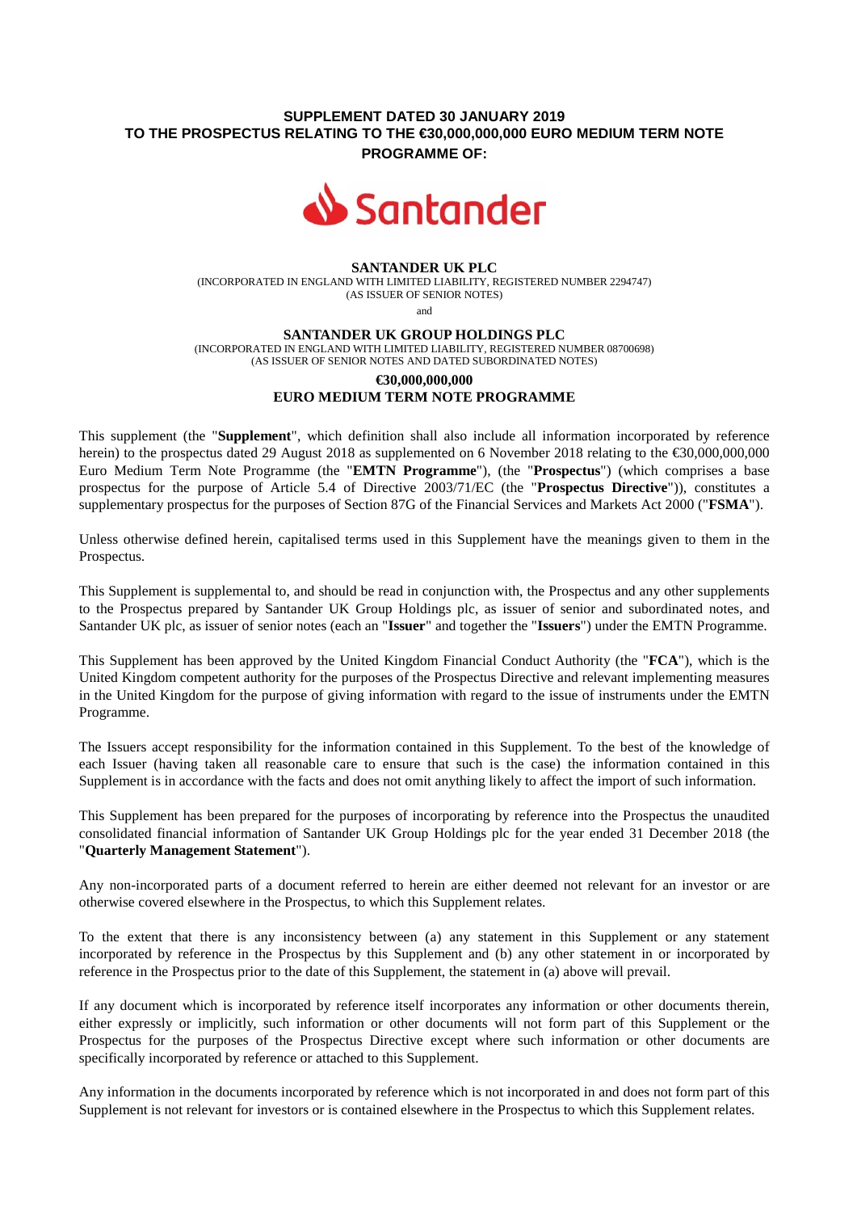**SUPPLEMENT DATED 30 JANUARY 2019**
**TO THE PROSPECTUS RELATING TO THE €30,000,000,000 EURO MEDIUM TERM NOTE PROGRAMME OF:**

Santander

**SANTANDER UK PLC**
(INCORPORATED IN ENGLAND WITH LIMITED LIABILITY, REGISTERED NUMBER 2294747)
(AS ISSUER OF SENIOR NOTES)

and

**SANTANDER UK GROUP HOLDINGS PLC**
(INCORPORATED IN ENGLAND WITH LIMITED LIABILITY, REGISTERED NUMBER 08700698)
(AS ISSUER OF SENIOR NOTES AND DATED SUBORDINATED NOTES)

**€30,000,000,000**
**EURO MEDIUM TERM NOTE PROGRAMME**

This supplement (the "**Supplement**", which definition shall also include all information incorporated by reference herein) to the prospectus dated 29 August 2018 as supplemented on 6 November 2018 relating to the €30,000,000,000 Euro Medium Term Note Programme (the "**EMTN Programme**"), (the "**Prospectus**") (which comprises a base prospectus for the purpose of Article 5.4 of Directive 2003/71/EC (the "**Prospectus Directive**")), constitutes a supplementary prospectus for the purposes of Section 87G of the Financial Services and Markets Act 2000 ("**FSMA**").

Unless otherwise defined herein, capitalised terms used in this Supplement have the meanings given to them in the Prospectus.

This Supplement is supplemental to, and should be read in conjunction with, the Prospectus and any other supplements to the Prospectus prepared by Santander UK Group Holdings plc, as issuer of senior and subordinated notes, and Santander UK plc, as issuer of senior notes (each an "**Issuer**" and together the "**Issuers**") under the EMTN Programme.

This Supplement has been approved by the United Kingdom Financial Conduct Authority (the "**FCA**"), which is the United Kingdom competent authority for the purposes of the Prospectus Directive and relevant implementing measures in the United Kingdom for the purpose of giving information with regard to the issue of instruments under the EMTN Programme.

The Issuers accept responsibility for the information contained in this Supplement. To the best of the knowledge of each Issuer (having taken all reasonable care to ensure that such is the case) the information contained in this Supplement is in accordance with the facts and does not omit anything likely to affect the import of such information.

This Supplement has been prepared for the purposes of incorporating by reference into the Prospectus the unaudited consolidated financial information of Santander UK Group Holdings plc for the year ended 31 December 2018 (the "**Quarterly Management Statement**").

Any non-incorporated parts of a document referred to herein are either deemed not relevant for an investor or are otherwise covered elsewhere in the Prospectus, to which this Supplement relates.

To the extent that there is any inconsistency between (a) any statement in this Supplement or any statement incorporated by reference in the Prospectus by this Supplement and (b) any other statement in or incorporated by reference in the Prospectus prior to the date of this Supplement, the statement in (a) above will prevail.

If any document which is incorporated by reference itself incorporates any information or other documents therein, either expressly or implicitly, such information or other documents will not form part of this Supplement or the Prospectus for the purposes of the Prospectus Directive except where such information or other documents are specifically incorporated by reference or attached to this Supplement.

Any information in the documents incorporated by reference which is not incorporated in and does not form part of this Supplement is not relevant for investors or is contained elsewhere in the Prospectus to which this Supplement relates.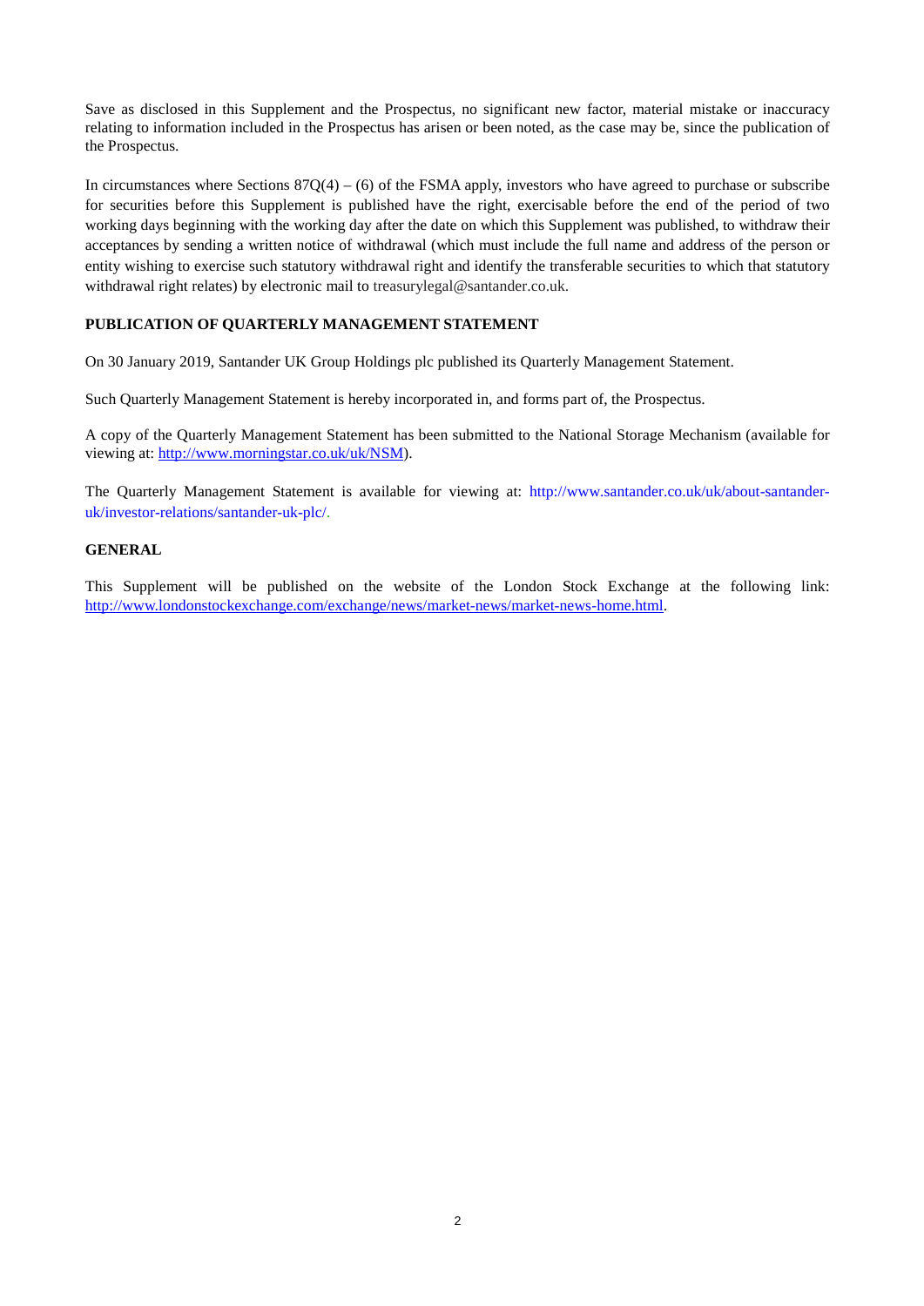Save as disclosed in this Supplement and the Prospectus, no significant new factor, material mistake or inaccuracy relating to information included in the Prospectus has arisen or been noted, as the case may be, since the publication of the Prospectus.

In circumstances where Sections 87Q(4) – (6) of the FSMA apply, investors who have agreed to purchase or subscribe for securities before this Supplement is published have the right, exercisable before the end of the period of two working days beginning with the working day after the date on which this Supplement was published, to withdraw their acceptances by sending a written notice of withdrawal (which must include the full name and address of the person or entity wishing to exercise such statutory withdrawal right and identify the transferable securities to which that statutory withdrawal right relates) by electronic mail to treasurylegal@santander.co.uk.

**PUBLICATION OF QUARTERLY MANAGEMENT STATEMENT**

On 30 January 2019, Santander UK Group Holdings plc published its Quarterly Management Statement.

Such Quarterly Management Statement is hereby incorporated in, and forms part of, the Prospectus.

A copy of the Quarterly Management Statement has been submitted to the National Storage Mechanism (available for viewing at: http://www.morningstar.co.uk/uk/NSM).

The Quarterly Management Statement is available for viewing at: http://www.santander.co.uk/uk/about-santander-uk/investor-relations/santander-uk-plc/.

**GENERAL**

This Supplement will be published on the website of the London Stock Exchange at the following link: http://www.londonstockexchange.com/exchange/news/market-news/market-news-home.html.